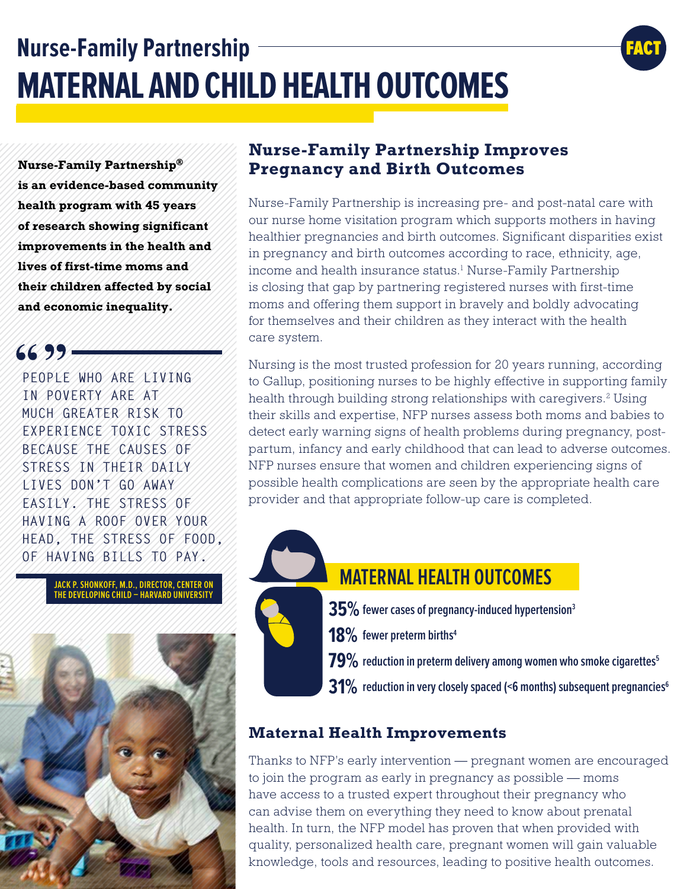# Nurse-Family Partnership
# MATERNAL AND CHILD HEALTH OUTCOMES

FACT

**Nurse-Family Partnership® is an evidence-based community health program with 45 years of research showing significant improvements in the health and lives of first-time moms and their children affected by social and economic inequality.**

> PEOPLE WHO ARE LIVING IN POVERTY ARE AT MUCH GREATER RISK TO EXPERIENCE TOXIC STRESS BECAUSE THE CAUSES OF STRESS IN THEIR DAILY LIVES DON'T GO AWAY EASILY. THE STRESS OF HAVING A ROOF OVER YOUR HEAD, THE STRESS OF FOOD, OF HAVING BILLS TO PAY.
>
> JACK P. SHONKOFF, M.D., DIRECTOR, CENTER ON THE DEVELOPING CHILD – HARVARD UNIVERSITY

## Nurse-Family Partnership Improves Pregnancy and Birth Outcomes

Nurse-Family Partnership is increasing pre- and post-natal care with our nurse home visitation program which supports mothers in having healthier pregnancies and birth outcomes. Significant disparities exist in pregnancy and birth outcomes according to race, ethnicity, age, income and health insurance status.[1] Nurse-Family Partnership is closing that gap by partnering registered nurses with first-time moms and offering them support in bravely and boldly advocating for themselves and their children as they interact with the health care system.

Nursing is the most trusted profession for 20 years running, according to Gallup, positioning nurses to be highly effective in supporting family health through building strong relationships with caregivers.[2] Using their skills and expertise, NFP nurses assess both moms and babies to detect early warning signs of health problems during pregnancy, post-partum, infancy and early childhood that can lead to adverse outcomes. NFP nurses ensure that women and children experiencing signs of possible health complications are seen by the appropriate health care provider and that appropriate follow-up care is completed.

## MATERNAL HEALTH OUTCOMES

- **35%** fewer cases of pregnancy-induced hypertension[3]
- **18%** fewer preterm births[4]
- **79%** reduction in preterm delivery among women who smoke cigarettes[5]
- **31%** reduction in very closely spaced (<6 months) subsequent pregnancies[6]

## Maternal Health Improvements

Thanks to NFP's early intervention — pregnant women are encouraged to join the program as early in pregnancy as possible — moms have access to a trusted expert throughout their pregnancy who can advise them on everything they need to know about prenatal health. In turn, the NFP model has proven that when provided with quality, personalized health care, pregnant women will gain valuable knowledge, tools and resources, leading to positive health outcomes.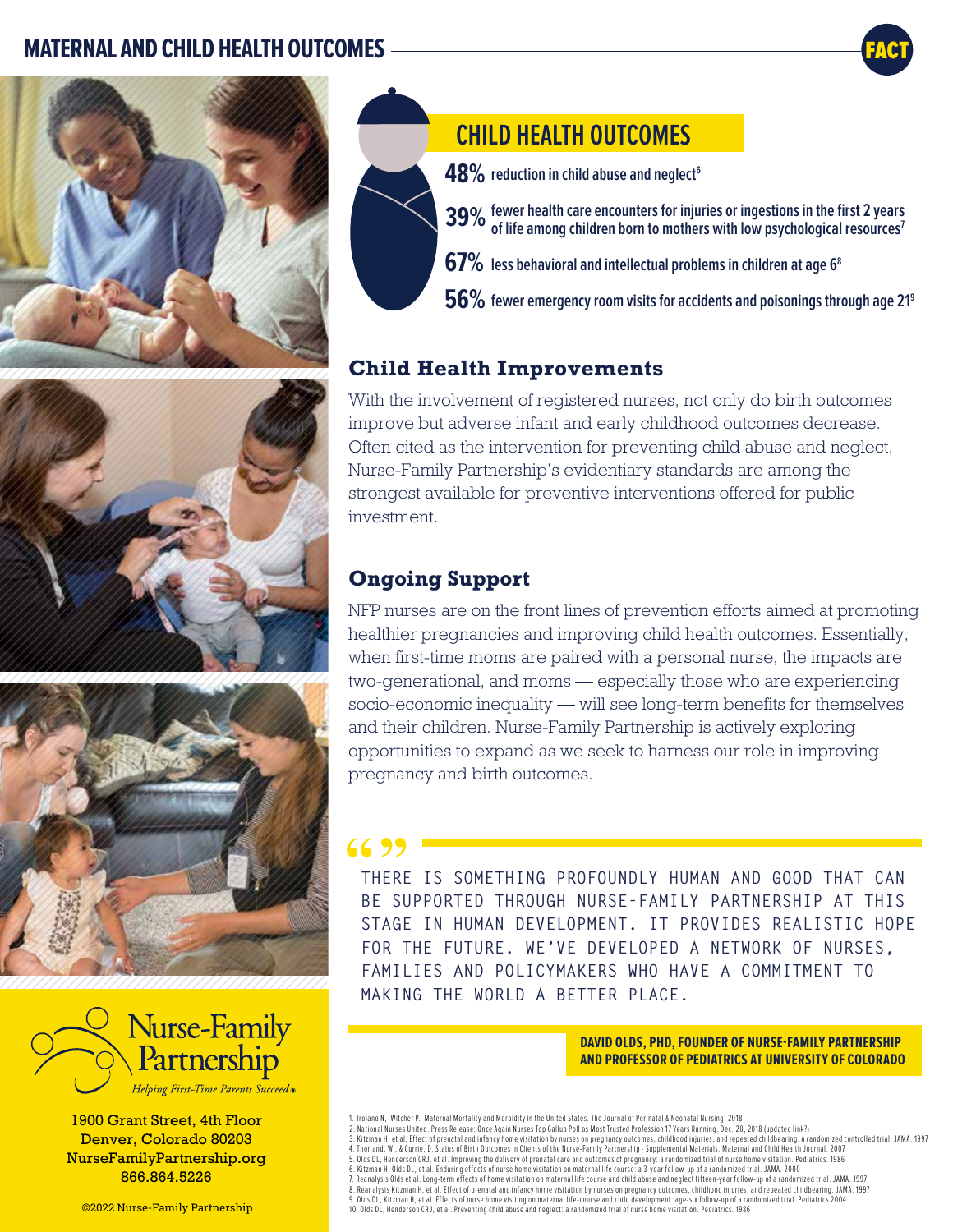# MATERNAL AND CHILD HEALTH OUTCOMES

FACT

## CHILD HEALTH OUTCOMES

**48%** reduction in child abuse and neglect[6]

**39%** fewer health care encounters for injuries or ingestions in the first 2 years of life among children born to mothers with low psychological resources[7]

**67%** less behavioral and intellectual problems in children at age 6[8]

**56%** fewer emergency room visits for accidents and poisonings through age 21[9]

### Child Health Improvements

With the involvement of registered nurses, not only do birth outcomes improve but adverse infant and early childhood outcomes decrease. Often cited as the intervention for preventing child abuse and neglect, Nurse-Family Partnership's evidentiary standards are among the strongest available for preventive interventions offered for public investment.

### Ongoing Support

NFP nurses are on the front lines of prevention efforts aimed at promoting healthier pregnancies and improving child health outcomes. Essentially, when first-time moms are paired with a personal nurse, the impacts are two-generational, and moms — especially those who are experiencing socio-economic inequality — will see long-term benefits for themselves and their children. Nurse-Family Partnership is actively exploring opportunities to expand as we seek to harness our role in improving pregnancy and birth outcomes.

> THERE IS SOMETHING PROFOUNDLY HUMAN AND GOOD THAT CAN BE SUPPORTED THROUGH NURSE-FAMILY PARTNERSHIP AT THIS STAGE IN HUMAN DEVELOPMENT. IT PROVIDES REALISTIC HOPE FOR THE FUTURE. WE'VE DEVELOPED A NETWORK OF NURSES, FAMILIES AND POLICYMAKERS WHO HAVE A COMMITMENT TO MAKING THE WORLD A BETTER PLACE.

**DAVID OLDS, PHD, FOUNDER OF NURSE-FAMILY PARTNERSHIP AND PROFESSOR OF PEDIATRICS AT UNIVERSITY OF COLORADO**

Nurse-Family Partnership

*Helping First-Time Parents Succeed*

1900 Grant Street, 4th Floor
Denver, Colorado 80203
NurseFamilyPartnership.org
866.864.5226

©2022 Nurse-Family Partnership

1. Troiano N, Witcher P. Maternal Mortality and Morbidity in the United States. The Journal of Perinatal & Neonatal Nursing. 2018
2. National Nurses United. Press Release: Once Again Nurses Top Gallup Poll as Most Trusted Profession 17 Years Running. Dec. 20, 2018 (updated link?)
3. Kitzman H, et al. Effect of prenatal and infancy home visitation by nurses on pregnancy outcomes, childhood injuries, and repeated childbearing. A randomized controlled trial. JAMA. 1997
4. Thorland, W., & Currie, D. Status of Birth Outcomes in Clients of the Nurse-Family Partnership - Supplemental Materials. Maternal and Child Health Journal. 2007
5. Olds DL, Henderson CRJ, et al. Improving the delivery of prenatal care and outcomes of pregnancy: a randomized trial of nurse home visitation. Pediatrics. 1986
6. Kitzman H, Olds DL, et al. Enduring effects of nurse home visitation on maternal life course: a 3-year follow-up of a randomized trial. JAMA. 2000
7. Reanalysis Olds et al. Long-term effects of home visitation on maternal life course and child abuse and neglect fifteen-year follow-up of a randomized trial. JAMA. 1997
8. Reanalysis Kitzman H, et al. Effect of prenatal and infancy home visitation by nurses on pregnancy outcomes, childhood injuries, and repeated childbearing. JAMA. 1997
9. Olds DL, Kitzman H, et al. Effects of nurse home visiting on maternal life-course and child development: age-six follow-up of a randomized trial. Pediatrics 2004
10. Olds DL, Henderson CRJ, et al. Preventing child abuse and neglect: a randomized trial of nurse home visitation. Pediatrics. 1986